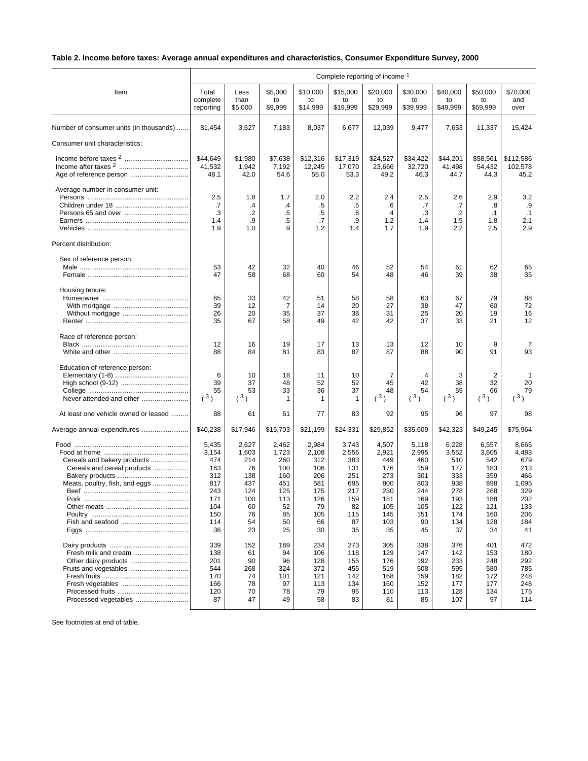**Table 2. Income before taxes: Average annual expenditures and characteristics, Consumer Expenditure Survey, 2000**

| Item | Complete reporting of income [1] | | | | | | | | | |
|---|---|---|---|---|---|---|---|---|---|---|
| | Total complete reporting | Less than $5,000 | $5,000 to $9,999 | $10,000 to $14,999 | $15,000 to $19,999 | $20,000 to $29,999 | $30,000 to $39,999 | $40,000 to $49,999 | $50,000 to $69,999 | $70,000 and over |
| Number of consumer units (in thousands) | 81,454 | 3,627 | 7,183 | 8,037 | 6,677 | 12,039 | 9,477 | 7,653 | 11,337 | 15,424 |
| Consumer unit characteristics: | | | | | | | | | | |
| Income before taxes [2] | $44,649 | $1,980 | $7,638 | $12,316 | $17,319 | $24,527 | $34,422 | $44,201 | $58,561 | $112,586 |
| Income after taxes [2] | 41,532 | 1,942 | 7,192 | 12,245 | 17,070 | 23,666 | 32,720 | 41,498 | 54,432 | 102,578 |
| Age of reference person | 48.1 | 42.0 | 54.6 | 55.0 | 53.3 | 49.2 | 46.3 | 44.7 | 44.3 | 45.2 |
| Average number in consumer unit: | | | | | | | | | | |
| Persons | 2.5 | 1.8 | 1.7 | 2.0 | 2.2 | 2.4 | 2.5 | 2.6 | 2.9 | 3.2 |
| Children under 18 | .7 | .4 | .4 | .5 | .5 | .6 | .7 | .7 | .8 | .9 |
| Persons 65 and over | .3 | .2 | .5 | .5 | .6 | .4 | .3 | .2 | .1 | .1 |
| Earners | 1.4 | .9 | .5 | .7 | .9 | 1.2 | 1.4 | 1.5 | 1.8 | 2.1 |
| Vehicles | 1.9 | 1.0 | .9 | 1.2 | 1.4 | 1.7 | 1.9 | 2.2 | 2.5 | 2.9 |
| Percent distribution: | | | | | | | | | | |
| Sex of reference person: | | | | | | | | | | |
| Male | 53 | 42 | 32 | 40 | 46 | 52 | 54 | 61 | 62 | 65 |
| Female | 47 | 58 | 68 | 60 | 54 | 48 | 46 | 39 | 38 | 35 |
| Housing tenure: | | | | | | | | | | |
| Homeowner | 65 | 33 | 42 | 51 | 58 | 58 | 63 | 67 | 79 | 88 |
| With mortgage | 39 | 12 | 7 | 14 | 20 | 27 | 38 | 47 | 60 | 72 |
| Without mortgage | 26 | 20 | 35 | 37 | 38 | 31 | 25 | 20 | 19 | 16 |
| Renter | 35 | 67 | 58 | 49 | 42 | 42 | 37 | 33 | 21 | 12 |
| Race of reference person: | | | | | | | | | | |
| Black | 12 | 16 | 19 | 17 | 13 | 13 | 12 | 10 | 9 | 7 |
| White and other | 88 | 84 | 81 | 83 | 87 | 87 | 88 | 90 | 91 | 93 |
| Education of reference person: | | | | | | | | | | |
| Elementary (1-8) | 6 | 10 | 18 | 11 | 10 | 7 | 4 | 3 | 2 | 1 |
| High school (9-12) | 39 | 37 | 48 | 52 | 52 | 45 | 42 | 38 | 32 | 20 |
| College | 55 | 53 | 33 | 36 | 37 | 48 | 54 | 59 | 66 | 79 |
| Never attended and other | (3) | (3) | 1 | 1 | 1 | (3) | (3) | (3) | (3) | (3) |
| At least one vehicle owned or leased | 88 | 61 | 61 | 77 | 83 | 92 | 95 | 96 | 97 | 98 |
| Average annual expenditures | $40,238 | $17,946 | $15,703 | $21,199 | $24,331 | $29,852 | $35,609 | $42,323 | $49,245 | $75,964 |
| Food | 5,435 | 2,627 | 2,462 | 2,984 | 3,743 | 4,507 | 5,118 | 6,228 | 6,557 | 8,665 |
| Food at home | 3,154 | 1,603 | 1,723 | 2,108 | 2,556 | 2,921 | 2,995 | 3,552 | 3,605 | 4,483 |
| Cereals and bakery products | 474 | 214 | 260 | 312 | 383 | 449 | 460 | 510 | 542 | 679 |
| Cereals and cereal products | 163 | 76 | 100 | 106 | 131 | 176 | 159 | 177 | 183 | 213 |
| Bakery products | 312 | 138 | 160 | 206 | 251 | 273 | 301 | 333 | 359 | 466 |
| Meats, poultry, fish, and eggs | 817 | 437 | 451 | 581 | 695 | 800 | 803 | 938 | 898 | 1,095 |
| Beef | 243 | 124 | 125 | 175 | 217 | 230 | 244 | 278 | 268 | 329 |
| Pork | 171 | 100 | 113 | 126 | 159 | 181 | 169 | 193 | 188 | 202 |
| Other meats | 104 | 60 | 52 | 79 | 82 | 105 | 105 | 122 | 121 | 133 |
| Poultry | 150 | 76 | 85 | 105 | 115 | 145 | 151 | 174 | 160 | 206 |
| Fish and seafood | 114 | 54 | 50 | 66 | 87 | 103 | 90 | 134 | 128 | 184 |
| Eggs | 36 | 23 | 25 | 30 | 35 | 35 | 45 | 37 | 34 | 41 |
| Dairy products | 339 | 152 | 189 | 234 | 273 | 305 | 338 | 376 | 401 | 472 |
| Fresh milk and cream | 138 | 61 | 94 | 106 | 118 | 129 | 147 | 142 | 153 | 180 |
| Other dairy products | 201 | 90 | 96 | 128 | 155 | 176 | 192 | 233 | 248 | 292 |
| Fruits and vegetables | 544 | 268 | 324 | 372 | 455 | 519 | 508 | 595 | 580 | 785 |
| Fresh fruits | 170 | 74 | 101 | 121 | 142 | 168 | 159 | 182 | 172 | 248 |
| Fresh vegetables | 166 | 78 | 97 | 113 | 134 | 160 | 152 | 177 | 177 | 248 |
| Processed fruits | 120 | 70 | 78 | 79 | 95 | 110 | 113 | 128 | 134 | 175 |
| Processed vegetables | 87 | 47 | 49 | 58 | 83 | 81 | 85 | 107 | 97 | 114 |

See footnotes at end of table.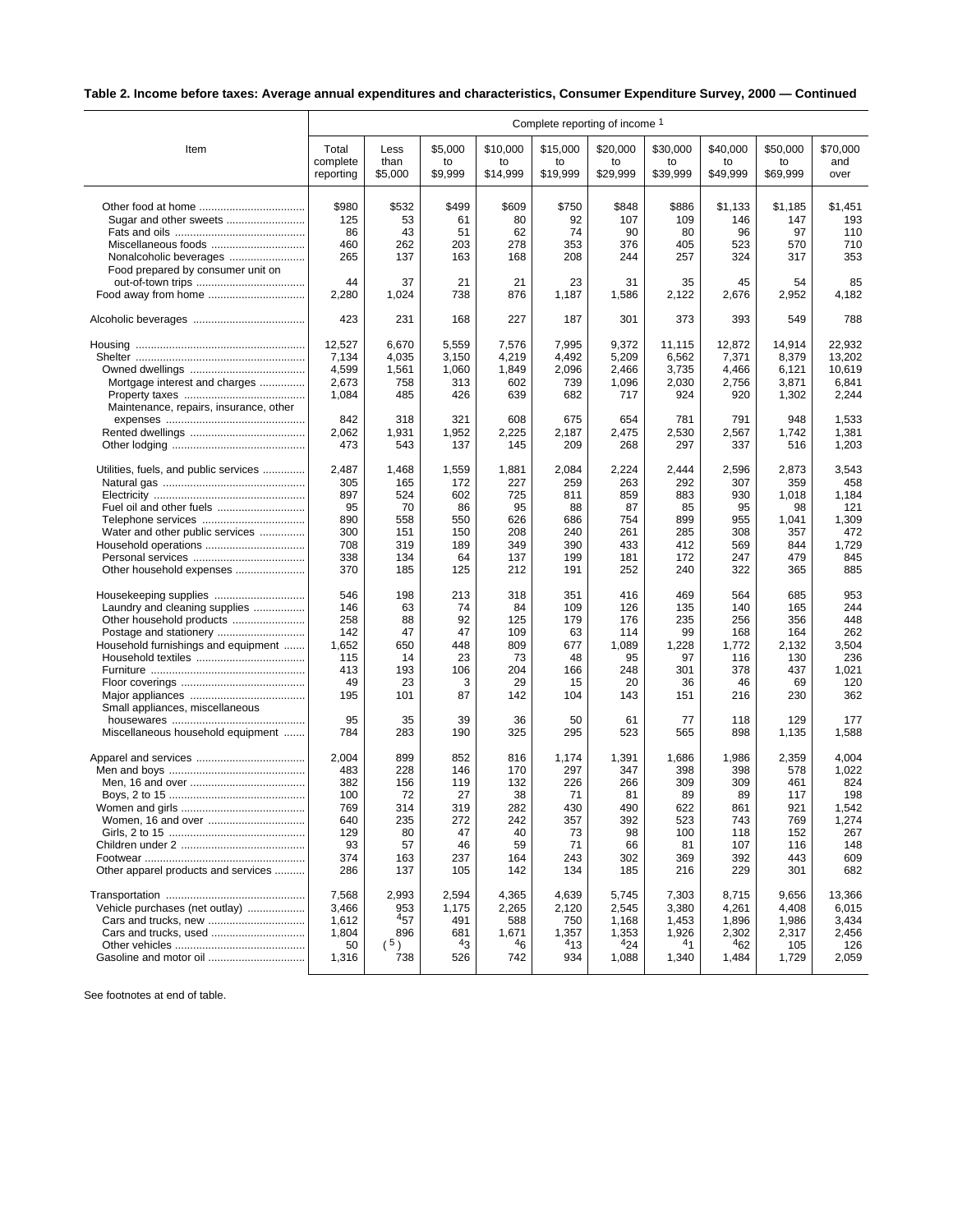**Table 2. Income before taxes: Average annual expenditures and characteristics, Consumer Expenditure Survey, 2000 — Continued**

| Item | Complete reporting of income [1] | | | | | | | | | |
|---|---|---|---|---|---|---|---|---|---|---|
| | Total complete reporting | Less than $5,000 | $5,000 to $9,999 | $10,000 to $14,999 | $15,000 to $19,999 | $20,000 to $29,999 | $30,000 to $39,999 | $40,000 to $49,999 | $50,000 to $69,999 | $70,000 and over |
| Other food at home | $980 | $532 | $499 | $609 | $750 | $848 | $886 | $1,133 | $1,185 | $1,451 |
| Sugar and other sweets | 125 | 53 | 61 | 80 | 92 | 107 | 109 | 146 | 147 | 193 |
| Fats and oils | 86 | 43 | 51 | 62 | 74 | 90 | 80 | 96 | 97 | 110 |
| Miscellaneous foods | 460 | 262 | 203 | 278 | 353 | 376 | 405 | 523 | 570 | 710 |
| Nonalcoholic beverages | 265 | 137 | 163 | 168 | 208 | 244 | 257 | 324 | 317 | 353 |
| Food prepared by consumer unit on out-of-town trips | 44 | 37 | 21 | 21 | 23 | 31 | 35 | 45 | 54 | 85 |
| Food away from home | 2,280 | 1,024 | 738 | 876 | 1,187 | 1,586 | 2,122 | 2,676 | 2,952 | 4,182 |
| Alcoholic beverages | 423 | 231 | 168 | 227 | 187 | 301 | 373 | 393 | 549 | 788 |
| Housing | 12,527 | 6,670 | 5,559 | 7,576 | 7,995 | 9,372 | 11,115 | 12,872 | 14,914 | 22,932 |
| Shelter | 7,134 | 4,035 | 3,150 | 4,219 | 4,492 | 5,209 | 6,562 | 7,371 | 8,379 | 13,202 |
| Owned dwellings | 4,599 | 1,561 | 1,060 | 1,849 | 2,096 | 2,466 | 3,735 | 4,466 | 6,121 | 10,619 |
| Mortgage interest and charges | 2,673 | 758 | 313 | 602 | 739 | 1,096 | 2,030 | 2,756 | 3,871 | 6,841 |
| Property taxes | 1,084 | 485 | 426 | 639 | 682 | 717 | 924 | 920 | 1,302 | 2,244 |
| Maintenance, repairs, insurance, other expenses | 842 | 318 | 321 | 608 | 675 | 654 | 781 | 791 | 948 | 1,533 |
| Rented dwellings | 2,062 | 1,931 | 1,952 | 2,225 | 2,187 | 2,475 | 2,530 | 2,567 | 1,742 | 1,381 |
| Other lodging | 473 | 543 | 137 | 145 | 209 | 268 | 297 | 337 | 516 | 1,203 |
| Utilities, fuels, and public services | 2,487 | 1,468 | 1,559 | 1,881 | 2,084 | 2,224 | 2,444 | 2,596 | 2,873 | 3,543 |
| Natural gas | 305 | 165 | 172 | 227 | 259 | 263 | 292 | 307 | 359 | 458 |
| Electricity | 897 | 524 | 602 | 725 | 811 | 859 | 883 | 930 | 1,018 | 1,184 |
| Fuel oil and other fuels | 95 | 70 | 86 | 95 | 88 | 87 | 85 | 95 | 98 | 121 |
| Telephone services | 890 | 558 | 550 | 626 | 686 | 754 | 899 | 955 | 1,041 | 1,309 |
| Water and other public services | 300 | 151 | 150 | 208 | 240 | 261 | 285 | 308 | 357 | 472 |
| Household operations | 708 | 319 | 189 | 349 | 390 | 433 | 412 | 569 | 844 | 1,729 |
| Personal services | 338 | 134 | 64 | 137 | 199 | 181 | 172 | 247 | 479 | 845 |
| Other household expenses | 370 | 185 | 125 | 212 | 191 | 252 | 240 | 322 | 365 | 885 |
| Housekeeping supplies | 546 | 198 | 213 | 318 | 351 | 416 | 469 | 564 | 685 | 953 |
| Laundry and cleaning supplies | 146 | 63 | 74 | 84 | 109 | 126 | 135 | 140 | 165 | 244 |
| Other household products | 258 | 88 | 92 | 125 | 179 | 176 | 235 | 256 | 356 | 448 |
| Postage and stationery | 142 | 47 | 47 | 109 | 63 | 114 | 99 | 168 | 164 | 262 |
| Household furnishings and equipment | 1,652 | 650 | 448 | 809 | 677 | 1,089 | 1,228 | 1,772 | 2,132 | 3,504 |
| Household textiles | 115 | 14 | 23 | 73 | 48 | 95 | 97 | 116 | 130 | 236 |
| Furniture | 413 | 193 | 106 | 204 | 166 | 248 | 301 | 378 | 437 | 1,021 |
| Floor coverings | 49 | 23 | 3 | 29 | 15 | 20 | 36 | 46 | 69 | 120 |
| Major appliances | 195 | 101 | 87 | 142 | 104 | 143 | 151 | 216 | 230 | 362 |
| Small appliances, miscellaneous housewares | 95 | 35 | 39 | 36 | 50 | 61 | 77 | 118 | 129 | 177 |
| Miscellaneous household equipment | 784 | 283 | 190 | 325 | 295 | 523 | 565 | 898 | 1,135 | 1,588 |
| Apparel and services | 2,004 | 899 | 852 | 816 | 1,174 | 1,391 | 1,686 | 1,986 | 2,359 | 4,004 |
| Men and boys | 483 | 228 | 146 | 170 | 297 | 347 | 398 | 398 | 578 | 1,022 |
| Men, 16 and over | 382 | 156 | 119 | 132 | 226 | 266 | 309 | 309 | 461 | 824 |
| Boys, 2 to 15 | 100 | 72 | 27 | 38 | 71 | 81 | 89 | 89 | 117 | 198 |
| Women and girls | 769 | 314 | 319 | 282 | 430 | 490 | 622 | 861 | 921 | 1,542 |
| Women, 16 and over | 640 | 235 | 272 | 242 | 357 | 392 | 523 | 743 | 769 | 1,274 |
| Girls, 2 to 15 | 129 | 80 | 47 | 40 | 73 | 98 | 100 | 118 | 152 | 267 |
| Children under 2 | 93 | 57 | 46 | 59 | 71 | 66 | 81 | 107 | 116 | 148 |
| Footwear | 374 | 163 | 237 | 164 | 243 | 302 | 369 | 392 | 443 | 609 |
| Other apparel products and services | 286 | 137 | 105 | 142 | 134 | 185 | 216 | 229 | 301 | 682 |
| Transportation | 7,568 | 2,993 | 2,594 | 4,365 | 4,639 | 5,745 | 7,303 | 8,715 | 9,656 | 13,366 |
| Vehicle purchases (net outlay) | 3,466 | 953 | 1,175 | 2,265 | 2,120 | 2,545 | 3,380 | 4,261 | 4,408 | 6,015 |
| Cars and trucks, new | 1,612 | [4]57 | 491 | 588 | 750 | 1,168 | 1,453 | 1,896 | 1,986 | 3,434 |
| Cars and trucks, used | 1,804 | 896 | 681 | 1,671 | 1,357 | 1,353 | 1,926 | 2,302 | 2,317 | 2,456 |
| Other vehicles | 50 | ([5]) | [4]3 | [4]6 | [4]13 | [4]24 | [4]1 | [4]62 | 105 | 126 |
| Gasoline and motor oil | 1,316 | 738 | 526 | 742 | 934 | 1,088 | 1,340 | 1,484 | 1,729 | 2,059 |

See footnotes at end of table.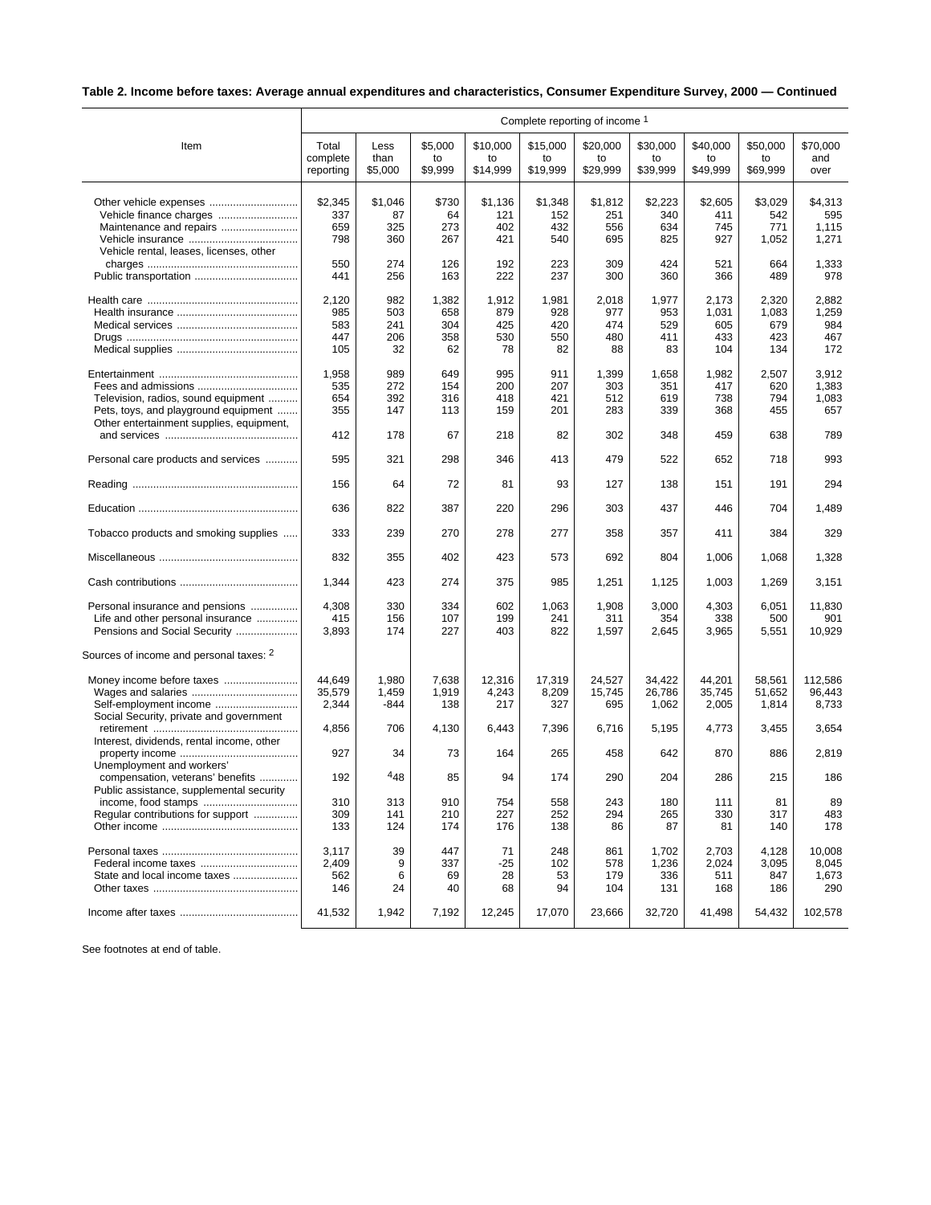**Table 2. Income before taxes: Average annual expenditures and characteristics, Consumer Expenditure Survey, 2000 — Continued**

| Item | Complete reporting of income [1] | | | | | | | | | |
|---|---|---|---|---|---|---|---|---|---|---|
| | Total complete reporting | Less than $5,000 | $5,000 to $9,999 | $10,000 to $14,999 | $15,000 to $19,999 | $20,000 to $29,999 | $30,000 to $39,999 | $40,000 to $49,999 | $50,000 to $69,999 | $70,000 and over |
| Other vehicle expenses | $2,345 | $1,046 | $730 | $1,136 | $1,348 | $1,812 | $2,223 | $2,605 | $3,029 | $4,313 |
| Vehicle finance charges | 337 | 87 | 64 | 121 | 152 | 251 | 340 | 411 | 542 | 595 |
| Maintenance and repairs | 659 | 325 | 273 | 402 | 432 | 556 | 634 | 745 | 771 | 1,115 |
| Vehicle insurance | 798 | 360 | 267 | 421 | 540 | 695 | 825 | 927 | 1,052 | 1,271 |
| Vehicle rental, leases, licenses, other charges | 550 | 274 | 126 | 192 | 223 | 309 | 424 | 521 | 664 | 1,333 |
| Public transportation | 441 | 256 | 163 | 222 | 237 | 300 | 360 | 366 | 489 | 978 |
| Health care | 2,120 | 982 | 1,382 | 1,912 | 1,981 | 2,018 | 1,977 | 2,173 | 2,320 | 2,882 |
| Health insurance | 985 | 503 | 658 | 879 | 928 | 977 | 953 | 1,031 | 1,083 | 1,259 |
| Medical services | 583 | 241 | 304 | 425 | 420 | 474 | 529 | 605 | 679 | 984 |
| Drugs | 447 | 206 | 358 | 530 | 550 | 480 | 411 | 433 | 423 | 467 |
| Medical supplies | 105 | 32 | 62 | 78 | 82 | 88 | 83 | 104 | 134 | 172 |
| Entertainment | 1,958 | 989 | 649 | 995 | 911 | 1,399 | 1,658 | 1,982 | 2,507 | 3,912 |
| Fees and admissions | 535 | 272 | 154 | 200 | 207 | 303 | 351 | 417 | 620 | 1,383 |
| Television, radios, sound equipment | 654 | 392 | 316 | 418 | 421 | 512 | 619 | 738 | 794 | 1,083 |
| Pets, toys, and playground equipment | 355 | 147 | 113 | 159 | 201 | 283 | 339 | 368 | 455 | 657 |
| Other entertainment supplies, equipment, and services | 412 | 178 | 67 | 218 | 82 | 302 | 348 | 459 | 638 | 789 |
| Personal care products and services | 595 | 321 | 298 | 346 | 413 | 479 | 522 | 652 | 718 | 993 |
| Reading | 156 | 64 | 72 | 81 | 93 | 127 | 138 | 151 | 191 | 294 |
| Education | 636 | 822 | 387 | 220 | 296 | 303 | 437 | 446 | 704 | 1,489 |
| Tobacco products and smoking supplies | 333 | 239 | 270 | 278 | 277 | 358 | 357 | 411 | 384 | 329 |
| Miscellaneous | 832 | 355 | 402 | 423 | 573 | 692 | 804 | 1,006 | 1,068 | 1,328 |
| Cash contributions | 1,344 | 423 | 274 | 375 | 985 | 1,251 | 1,125 | 1,003 | 1,269 | 3,151 |
| Personal insurance and pensions | 4,308 | 330 | 334 | 602 | 1,063 | 1,908 | 3,000 | 4,303 | 6,051 | 11,830 |
| Life and other personal insurance | 415 | 156 | 107 | 199 | 241 | 311 | 354 | 338 | 500 | 901 |
| Pensions and Social Security | 3,893 | 174 | 227 | 403 | 822 | 1,597 | 2,645 | 3,965 | 5,551 | 10,929 |
| Sources of income and personal taxes: [2] | | | | | | | | | | |
| Money income before taxes | 44,649 | 1,980 | 7,638 | 12,316 | 17,319 | 24,527 | 34,422 | 44,201 | 58,561 | 112,586 |
| Wages and salaries | 35,579 | 1,459 | 1,919 | 4,243 | 8,209 | 15,745 | 26,786 | 35,745 | 51,652 | 96,443 |
| Self-employment income | 2,344 | -844 | 138 | 217 | 327 | 695 | 1,062 | 2,005 | 1,814 | 8,733 |
| Social Security, private and government retirement | 4,856 | 706 | 4,130 | 6,443 | 7,396 | 6,716 | 5,195 | 4,773 | 3,455 | 3,654 |
| Interest, dividends, rental income, other property income | 927 | 34 | 73 | 164 | 265 | 458 | 642 | 870 | 886 | 2,819 |
| Unemployment and workers' compensation, veterans' benefits | 192 | [4]48 | 85 | 94 | 174 | 290 | 204 | 286 | 215 | 186 |
| Public assistance, supplemental security income, food stamps | 310 | 313 | 910 | 754 | 558 | 243 | 180 | 111 | 81 | 89 |
| Regular contributions for support | 309 | 141 | 210 | 227 | 252 | 294 | 265 | 330 | 317 | 483 |
| Other income | 133 | 124 | 174 | 176 | 138 | 86 | 87 | 81 | 140 | 178 |
| Personal taxes | 3,117 | 39 | 447 | 71 | 248 | 861 | 1,702 | 2,703 | 4,128 | 10,008 |
| Federal income taxes | 2,409 | 9 | 337 | -25 | 102 | 578 | 1,236 | 2,024 | 3,095 | 8,045 |
| State and local income taxes | 562 | 6 | 69 | 28 | 53 | 179 | 336 | 511 | 847 | 1,673 |
| Other taxes | 146 | 24 | 40 | 68 | 94 | 104 | 131 | 168 | 186 | 290 |
| Income after taxes | 41,532 | 1,942 | 7,192 | 12,245 | 17,070 | 23,666 | 32,720 | 41,498 | 54,432 | 102,578 |

See footnotes at end of table.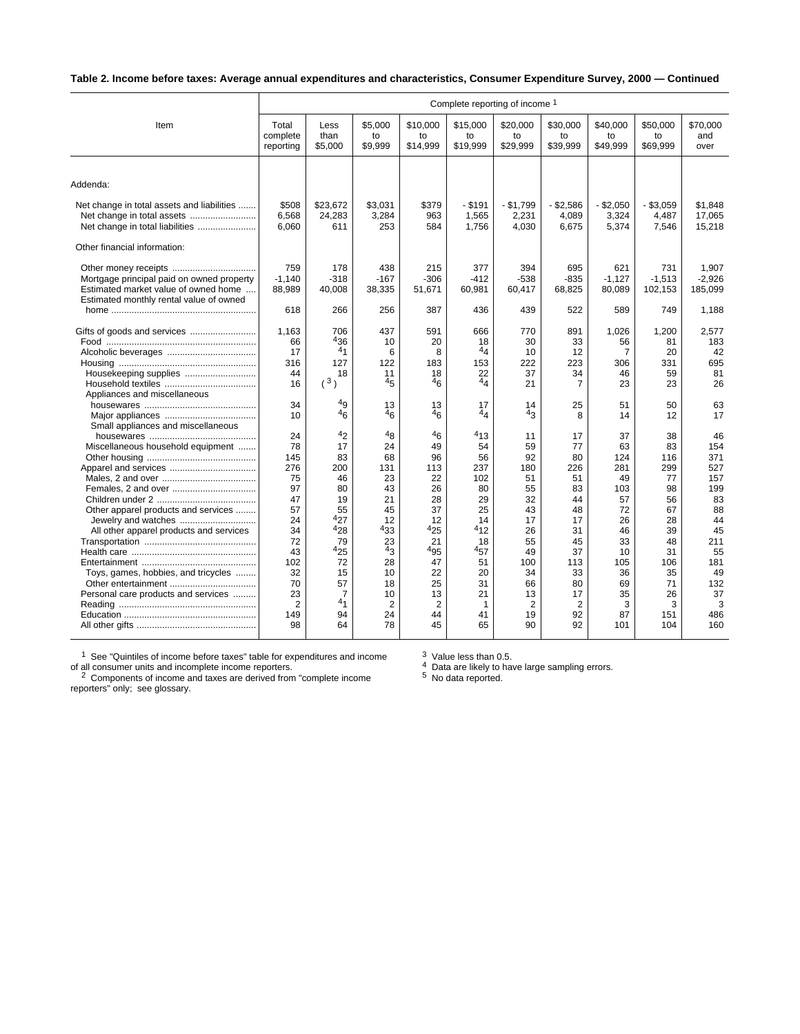**Table 2. Income before taxes: Average annual expenditures and characteristics, Consumer Expenditure Survey, 2000 — Continued**

| Item | Complete reporting of income [1] | | | | | | | | | |
|---|---|---|---|---|---|---|---|---|---|---|
| | Total complete reporting | Less than $5,000 | $5,000 to $9,999 | $10,000 to $14,999 | $15,000 to $19,999 | $20,000 to $29,999 | $30,000 to $39,999 | $40,000 to $49,999 | $50,000 to $69,999 | $70,000 and over |
| Addenda: | | | | | | | | | | |
| Net change in total assets and liabilities | $508 | $23,672 | $3,031 | $379 | - $191 | - $1,799 | - $2,586 | - $2,050 | - $3,059 | $1,848 |
| Net change in total assets | 6,568 | 24,283 | 3,284 | 963 | 1,565 | 2,231 | 4,089 | 3,324 | 4,487 | 17,065 |
| Net change in total liabilities | 6,060 | 611 | 253 | 584 | 1,756 | 4,030 | 6,675 | 5,374 | 7,546 | 15,218 |
| Other financial information: | | | | | | | | | | |
| Other money receipts | 759 | 178 | 438 | 215 | 377 | 394 | 695 | 621 | 731 | 1,907 |
| Mortgage principal paid on owned property | -1,140 | -318 | -167 | -306 | -412 | -538 | -835 | -1,127 | -1,513 | -2,926 |
| Estimated market value of owned home | 88,989 | 40,008 | 38,335 | 51,671 | 60,981 | 60,417 | 68,825 | 80,089 | 102,153 | 185,099 |
| Estimated monthly rental value of owned home | 618 | 266 | 256 | 387 | 436 | 439 | 522 | 589 | 749 | 1,188 |
| Gifts of goods and services | 1,163 | 706 | 437 | 591 | 666 | 770 | 891 | 1,026 | 1,200 | 2,577 |
| Food | 66 | [4]36 | 10 | 20 | 18 | 30 | 33 | 56 | 81 | 183 |
| Alcoholic beverages | 17 | [4]1 | 6 | 8 | [4]4 | 10 | 12 | 7 | 20 | 42 |
| Housing | 316 | 127 | 122 | 183 | 153 | 222 | 223 | 306 | 331 | 695 |
| Housekeeping supplies | 44 | 18 | 11 | 18 | 22 | 37 | 34 | 46 | 59 | 81 |
| Household textiles | 16 | ([3]) | [4]5 | [4]6 | [4]4 | 21 | 7 | 23 | 23 | 26 |
| Appliances and miscellaneous housewares | 34 | [4]9 | 13 | 13 | 17 | 14 | 25 | 51 | 50 | 63 |
| Major appliances | 10 | [4]6 | [4]6 | [4]6 | [4]4 | [4]3 | 8 | 14 | 12 | 17 |
| Small appliances and miscellaneous housewares | 24 | [4]2 | [4]8 | [4]6 | [4]13 | 11 | 17 | 37 | 38 | 46 |
| Miscellaneous household equipment | 78 | 17 | 24 | 49 | 54 | 59 | 77 | 63 | 83 | 154 |
| Other housing | 145 | 83 | 68 | 96 | 56 | 92 | 80 | 124 | 116 | 371 |
| Apparel and services | 276 | 200 | 131 | 113 | 237 | 180 | 226 | 281 | 299 | 527 |
| Males, 2 and over | 75 | 46 | 23 | 22 | 102 | 51 | 51 | 49 | 77 | 157 |
| Females, 2 and over | 97 | 80 | 43 | 26 | 80 | 55 | 83 | 103 | 98 | 199 |
| Children under 2 | 47 | 19 | 21 | 28 | 29 | 32 | 44 | 57 | 56 | 83 |
| Other apparel products and services | 57 | 55 | 45 | 37 | 25 | 43 | 48 | 72 | 67 | 88 |
| Jewelry and watches | 24 | [4]27 | 12 | 12 | 14 | 17 | 17 | 26 | 28 | 44 |
| All other apparel products and services | 34 | [4]28 | [4]33 | [4]25 | [4]12 | 26 | 31 | 46 | 39 | 45 |
| Transportation | 72 | 79 | 23 | 21 | 18 | 55 | 45 | 33 | 48 | 211 |
| Health care | 43 | [4]25 | [4]3 | [4]95 | [4]57 | 49 | 37 | 10 | 31 | 55 |
| Entertainment | 102 | 72 | 28 | 47 | 51 | 100 | 113 | 105 | 106 | 181 |
| Toys, games, hobbies, and tricycles | 32 | 15 | 10 | 22 | 20 | 34 | 33 | 36 | 35 | 49 |
| Other entertainment | 70 | 57 | 18 | 25 | 31 | 66 | 80 | 69 | 71 | 132 |
| Personal care products and services | 23 | 7 | 10 | 13 | 21 | 13 | 17 | 35 | 26 | 37 |
| Reading | 2 | [4]1 | 2 | 2 | 1 | 2 | 2 | 3 | 3 | 3 |
| Education | 149 | 94 | 24 | 44 | 41 | 19 | 92 | 87 | 151 | 486 |
| All other gifts | 98 | 64 | 78 | 45 | 65 | 90 | 92 | 101 | 104 | 160 |

[1] See "Quintiles of income before taxes" table for expenditures and income of all consumer units and incomplete income reporters.
[2] Components of income and taxes are derived from "complete income reporters" only; see glossary.
[3] Value less than 0.5.
[4] Data are likely to have large sampling errors.
[5] No data reported.